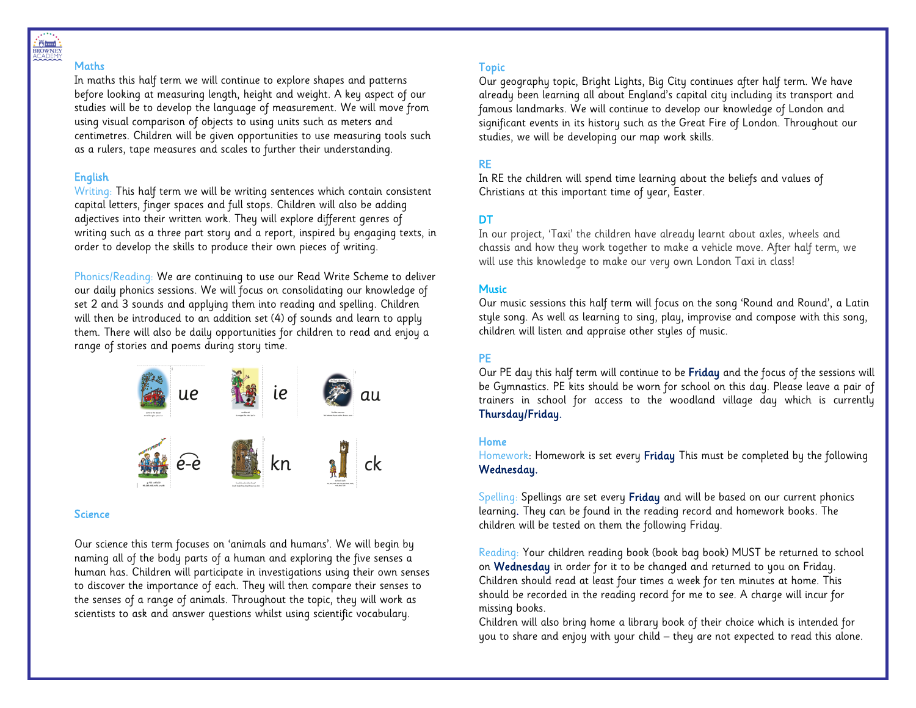## Maths

In maths this half term we will continue to explore shapes and patterns before looking at measuring length, height and weight. A key aspect of our studies will be to develop the language of measurement. We will move from using visual comparison of objects to using units such as meters and centimetres. Children will be given opportunities to use measuring tools such as a rulers, tape measures and scales to further their understanding.

## English

Writing: This half term we will be writing sentences which contain consistent capital letters, finger spaces and full stops. Children will also be adding adjectives into their written work. They will explore different genres of writing such as a three part story and a report, inspired by engaging texts, in order to develop the skills to produce their own pieces of writing.

Phonics/Reading: We are continuing to use our Read Write Scheme to deliver our daily phonics sessions. We will focus on consolidating our knowledge of set 2 and 3 sounds and applying them into reading and spelling. Children will then be introduced to an addition set (4) of sounds and learn to apply them. There will also be daily opportunities for children to read and enjoy a range of stories and poems during story time.

ue ie au

e-e kn ck

## Science

Our science this term focuses on 'animals and humans'. We will begin by naming all of the body parts of a human and exploring the five senses a human has. Children will participate in investigations using their own senses to discover the importance of each. They will then compare their senses to the senses of a range of animals. Throughout the topic, they will work as scientists to ask and answer questions whilst using scientific vocabulary.

## Topic

Our geography topic, Bright Lights, Big City continues after half term. We have already been learning all about England's capital city including its transport and famous landmarks. We will continue to develop our knowledge of London and significant events in its history such as the Great Fire of London. Throughout our studies, we will be developing our map work skills.

## RE

In RE the children will spend time learning about the beliefs and values of Christians at this important time of year, Easter.

## DT

In our project, 'Taxi' the children have already learnt about axles, wheels and chassis and how they work together to make a vehicle move. After half term, we will use this knowledge to make our very own London Taxi in class!

## Music

Our music sessions this half term will focus on the song 'Round and Round', a Latin style song. As well as learning to sing, play, improvise and compose with this song, children will listen and appraise other styles of music.

## PE

Our PE day this half term will continue to be **Friday** and the focus of the sessions will be Gymnastics. PE kits should be worn for school on this day. Please leave a pair of trainers in school for access to the woodland village day which is currently **Thursday/Friday**.

## Home

Homework: Homework is set every **Friday** This must be completed by the following **Wednesday.**

Spelling: Spellings are set every **Friday** and will be based on our current phonics learning. They can be found in the reading record and homework books. The children will be tested on them the following Friday.

Reading: Your children reading book (book bag book) MUST be returned to school on **Wednesday** in order for it to be changed and returned to you on Friday. Children should read at least four times a week for ten minutes at home. This should be recorded in the reading record for me to see. A charge will incur for missing books.

Children will also bring home a library book of their choice which is intended for you to share and enjoy with your child – they are not expected to read this alone.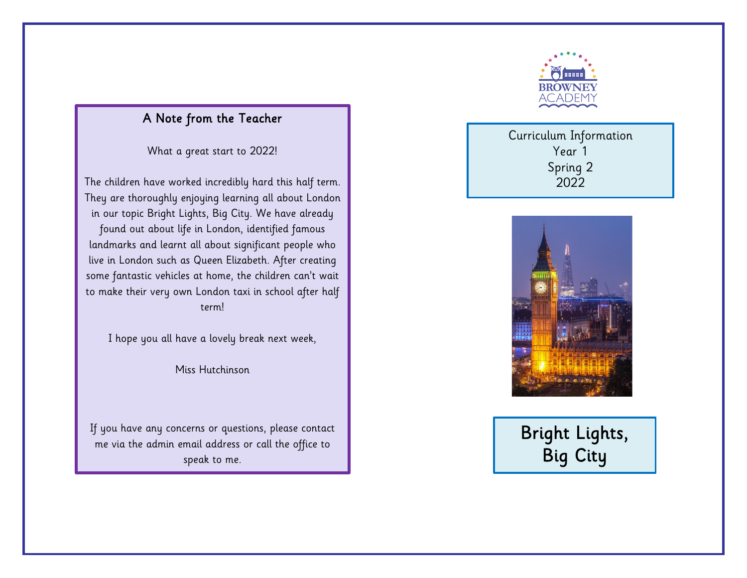## A Note from the Teacher

What a great start to 2022!

The children have worked incredibly hard this half term. They are thoroughly enjoying learning all about London in our topic Bright Lights, Big City. We have already found out about life in London, identified famous landmarks and learnt all about significant people who live in London such as Queen Elizabeth. After creating some fantastic vehicles at home, the children can't wait to make their very own London taxi in school after half term!

I hope you all have a lovely break next week,

Miss Hutchinson

If you have any concerns or questions, please contact me via the admin email address or call the office to speak to me.

BROWNEY ACADEMY

Curriculum Information
Year 1
Spring 2
2022

# Bright Lights, Big City